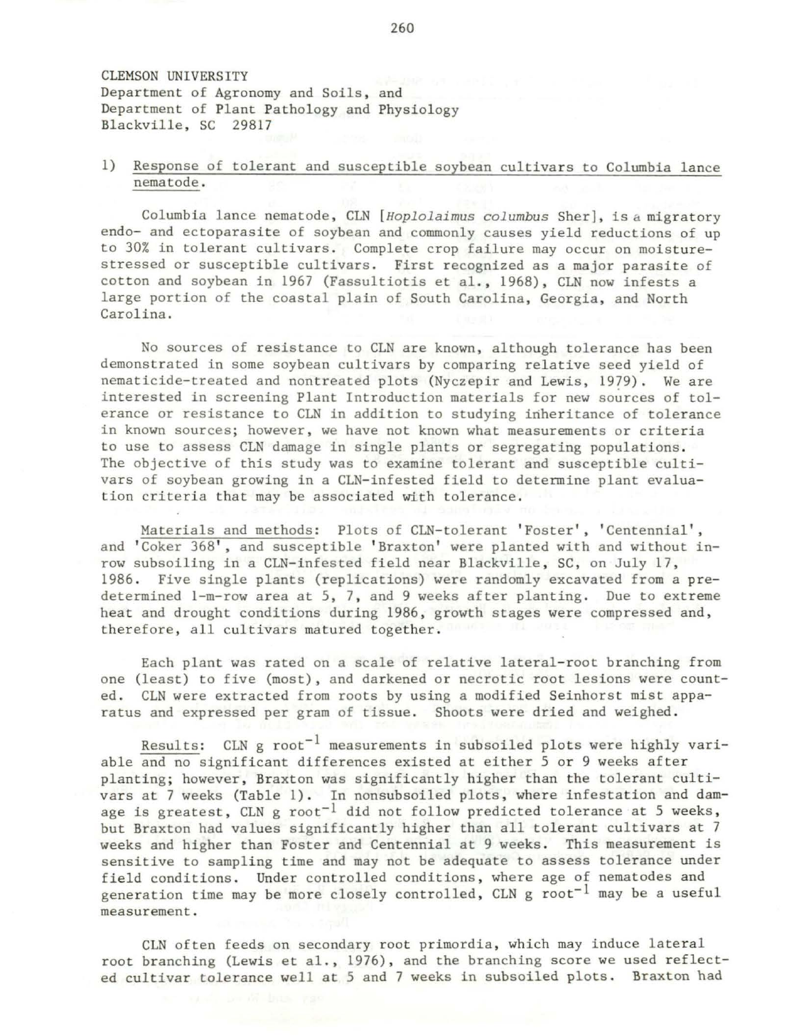CLEMSON UNIVERSITY
Department of Agronomy and Soils, and
Department of Plant Pathology and Physiology
Blackville, SC 29817

1) Response of tolerant and susceptible soybean cultivars to Columbia lance nematode.

Columbia lance nematode, CLN [*Hoplolaimus columbus* Sher], is a migratory endo- and ectoparasite of soybean and commonly causes yield reductions of up to 30% in tolerant cultivars. Complete crop failure may occur on moisture-stressed or susceptible cultivars. First recognized as a major parasite of cotton and soybean in 1967 (Fassultiotis et al., 1968), CLN now infests a large portion of the coastal plain of South Carolina, Georgia, and North Carolina.

No sources of resistance to CLN are known, although tolerance has been demonstrated in some soybean cultivars by comparing relative seed yield of nematicide-treated and nontreated plots (Nyczepir and Lewis, 1979). We are interested in screening Plant Introduction materials for new sources of tolerance or resistance to CLN in addition to studying inheritance of tolerance in known sources; however, we have not known what measurements or criteria to use to assess CLN damage in single plants or segregating populations. The objective of this study was to examine tolerant and susceptible cultivars of soybean growing in a CLN-infested field to determine plant evaluation criteria that may be associated with tolerance.

Materials and methods: Plots of CLN-tolerant 'Foster', 'Centennial', and 'Coker 368', and susceptible 'Braxton' were planted with and without in-row subsoiling in a CLN-infested field near Blackville, SC, on July 17, 1986. Five single plants (replications) were randomly excavated from a predetermined 1-m-row area at 5, 7, and 9 weeks after planting. Due to extreme heat and drought conditions during 1986, growth stages were compressed and, therefore, all cultivars matured together.

Each plant was rated on a scale of relative lateral-root branching from one (least) to five (most), and darkened or necrotic root lesions were counted. CLN were extracted from roots by using a modified Seinhorst mist apparatus and expressed per gram of tissue. Shoots were dried and weighed.

Results: CLN g root$^{-1}$ measurements in subsoiled plots were highly variable and no significant differences existed at either 5 or 9 weeks after planting; however, Braxton was significantly higher than the tolerant cultivars at 7 weeks (Table 1). In nonsubsoiled plots, where infestation and damage is greatest, CLN g root$^{-1}$ did not follow predicted tolerance at 5 weeks, but Braxton had values significantly higher than all tolerant cultivars at 7 weeks and higher than Foster and Centennial at 9 weeks. This measurement is sensitive to sampling time and may not be adequate to assess tolerance under field conditions. Under controlled conditions, where age of nematodes and generation time may be more closely controlled, CLN g root$^{-1}$ may be a useful measurement.

CLN often feeds on secondary root primordia, which may induce lateral root branching (Lewis et al., 1976), and the branching score we used reflected cultivar tolerance well at 5 and 7 weeks in subsoiled plots. Braxton had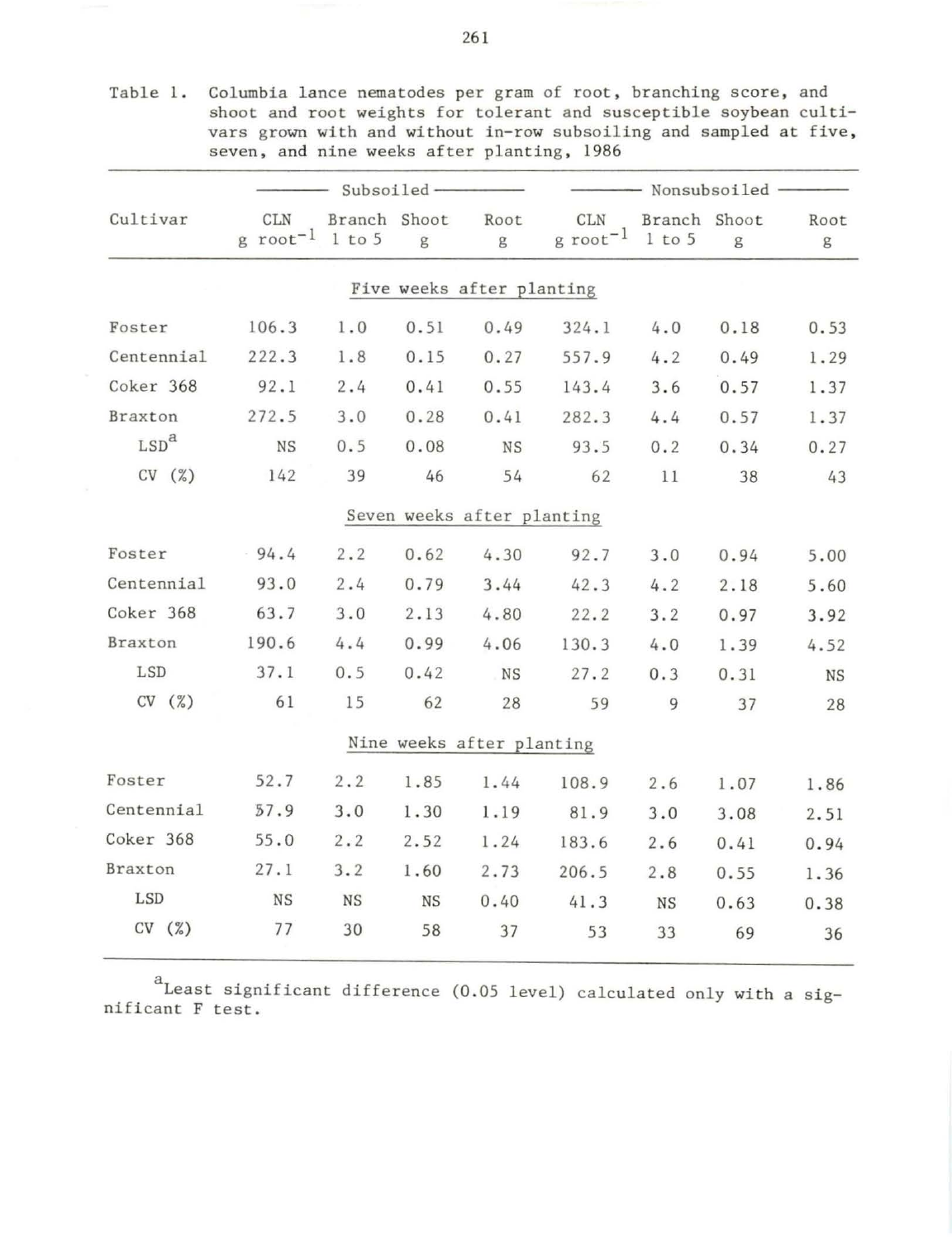Table 1. Columbia lance nematodes per gram of root, branching score, and shoot and root weights for tolerant and susceptible soybean cultivars grown with and without in-row subsoiling and sampled at five, seven, and nine weeks after planting, 1986

| Cultivar | Subsoiled | | | | Nonsubsoiled | | | |
|---|---|---|---|---|---|---|---|---|
| | CLN $g\ root^{-1}$ | Branch 1 to 5 | Shoot g | Root g | CLN $g\ root^{-1}$ | Branch 1 to 5 | Shoot g | Root g |
| **Five weeks after planting** | | | | | | | | |
| Foster | 106.3 | 1.0 | 0.51 | 0.49 | 324.1 | 4.0 | 0.18 | 0.53 |
| Centennial | 222.3 | 1.8 | 0.15 | 0.27 | 557.9 | 4.2 | 0.49 | 1.29 |
| Coker 368 | 92.1 | 2.4 | 0.41 | 0.55 | 143.4 | 3.6 | 0.57 | 1.37 |
| Braxton | 272.5 | 3.0 | 0.28 | 0.41 | 282.3 | 4.4 | 0.57 | 1.37 |
| LSD[a] | NS | 0.5 | 0.08 | NS | 93.5 | 0.2 | 0.34 | 0.27 |
| CV (%) | 142 | 39 | 46 | 54 | 62 | 11 | 38 | 43 |
| **Seven weeks after planting** | | | | | | | | |
| Foster | 94.4 | 2.2 | 0.62 | 4.30 | 92.7 | 3.0 | 0.94 | 5.00 |
| Centennial | 93.0 | 2.4 | 0.79 | 3.44 | 42.3 | 4.2 | 2.18 | 5.60 |
| Coker 368 | 63.7 | 3.0 | 2.13 | 4.80 | 22.2 | 3.2 | 0.97 | 3.92 |
| Braxton | 190.6 | 4.4 | 0.99 | 4.06 | 130.3 | 4.0 | 1.39 | 4.52 |
| LSD | 37.1 | 0.5 | 0.42 | NS | 27.2 | 0.3 | 0.31 | NS |
| CV (%) | 61 | 15 | 62 | 28 | 59 | 9 | 37 | 28 |
| **Nine weeks after planting** | | | | | | | | |
| Foster | 52.7 | 2.2 | 1.85 | 1.44 | 108.9 | 2.6 | 1.07 | 1.86 |
| Centennial | 57.9 | 3.0 | 1.30 | 1.19 | 81.9 | 3.0 | 3.08 | 2.51 |
| Coker 368 | 55.0 | 2.2 | 2.52 | 1.24 | 183.6 | 2.6 | 0.41 | 0.94 |
| Braxton | 27.1 | 3.2 | 1.60 | 2.73 | 206.5 | 2.8 | 0.55 | 1.36 |
| LSD | NS | NS | NS | 0.40 | 41.3 | NS | 0.63 | 0.38 |
| CV (%) | 77 | 30 | 58 | 37 | 53 | 33 | 69 | 36 |

[a]Least significant difference (0.05 level) calculated only with a significant F test.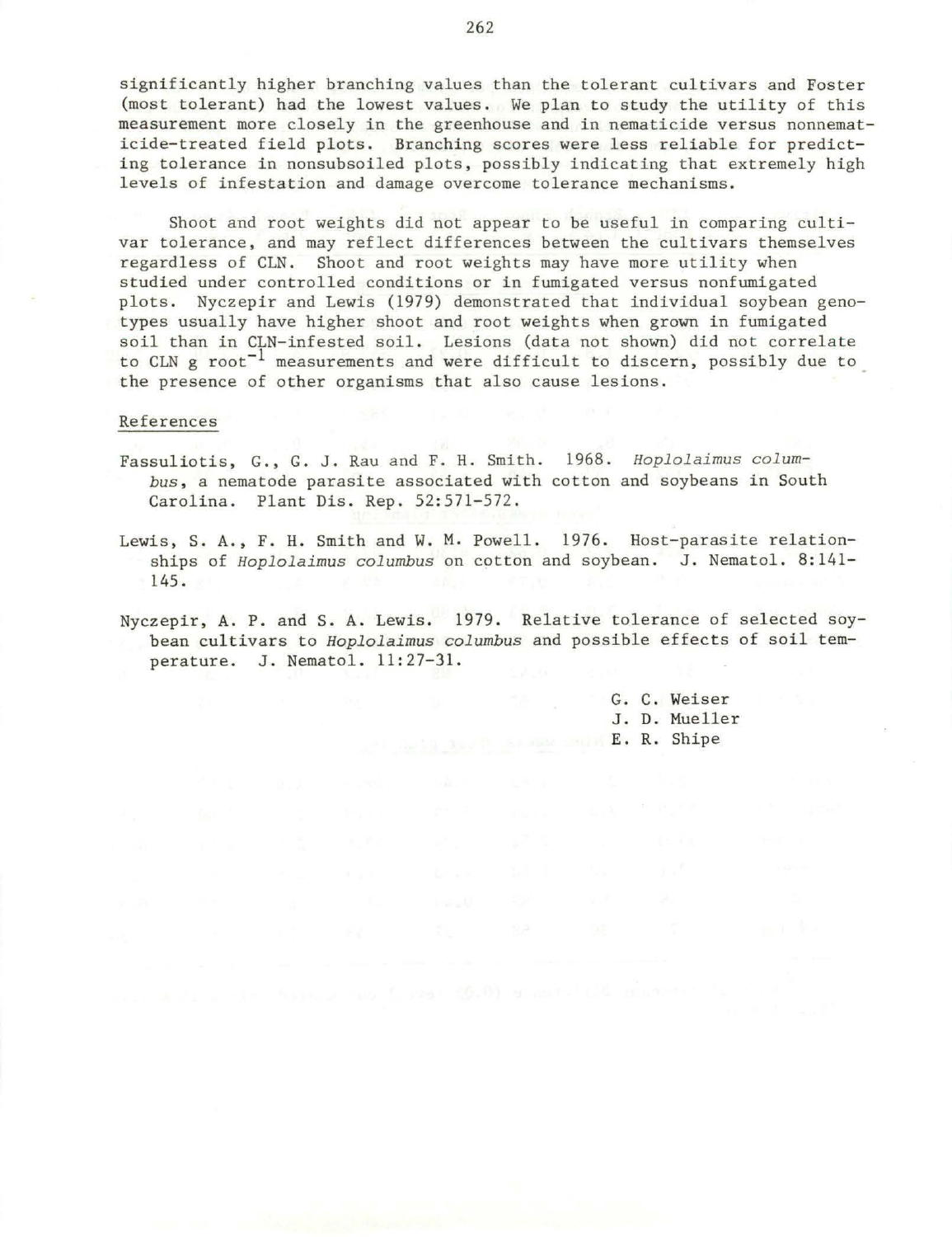significantly higher branching values than the tolerant cultivars and Foster (most tolerant) had the lowest values. We plan to study the utility of this measurement more closely in the greenhouse and in nematicide versus nonnematicide-treated field plots. Branching scores were less reliable for predicting tolerance in nonsubsoiled plots, possibly indicating that extremely high levels of infestation and damage overcome tolerance mechanisms.

Shoot and root weights did not appear to be useful in comparing cultivar tolerance, and may reflect differences between the cultivars themselves regardless of CLN. Shoot and root weights may have more utility when studied under controlled conditions or in fumigated versus nonfumigated plots. Nyczepir and Lewis (1979) demonstrated that individual soybean genotypes usually have higher shoot and root weights when grown in fumigated soil than in CLN-infested soil. Lesions (data not shown) did not correlate to CLN g root$^{-1}$ measurements and were difficult to discern, possibly due to the presence of other organisms that also cause lesions.

## References

Fassuliotis, G., G. J. Rau and F. H. Smith. 1968. *Hoplolaimus columbus*, a nematode parasite associated with cotton and soybeans in South Carolina. Plant Dis. Rep. 52:571-572.

Lewis, S. A., F. H. Smith and W. M. Powell. 1976. Host-parasite relationships of *Hoplolaimus columbus* on cotton and soybean. J. Nematol. 8:141-145.

Nyczepir, A. P. and S. A. Lewis. 1979. Relative tolerance of selected soybean cultivars to *Hoplolaimus columbus* and possible effects of soil temperature. J. Nematol. 11:27-31.

G. C. Weiser
J. D. Mueller
E. R. Shipe